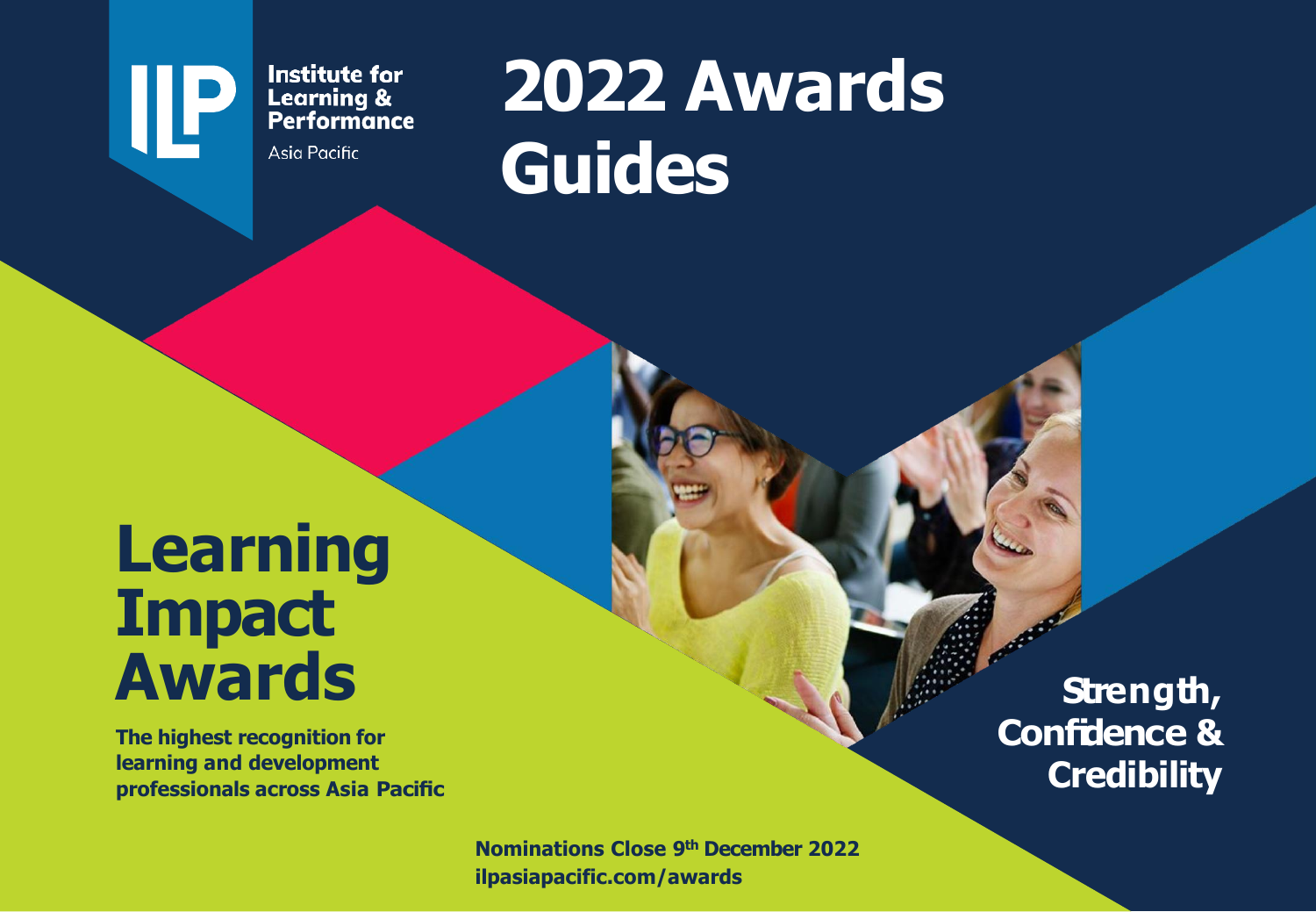Institute for Learning & Performance

Asia Pacific

# 2022 Awards Guides

# Learning Impact Awards

**The highest recognition for learning and development professionals across Asia Pacific**

**Strength, Confidence & Credibility**

**Nominations Close 9th December 2022**
**ilpasiapacific.com/awards**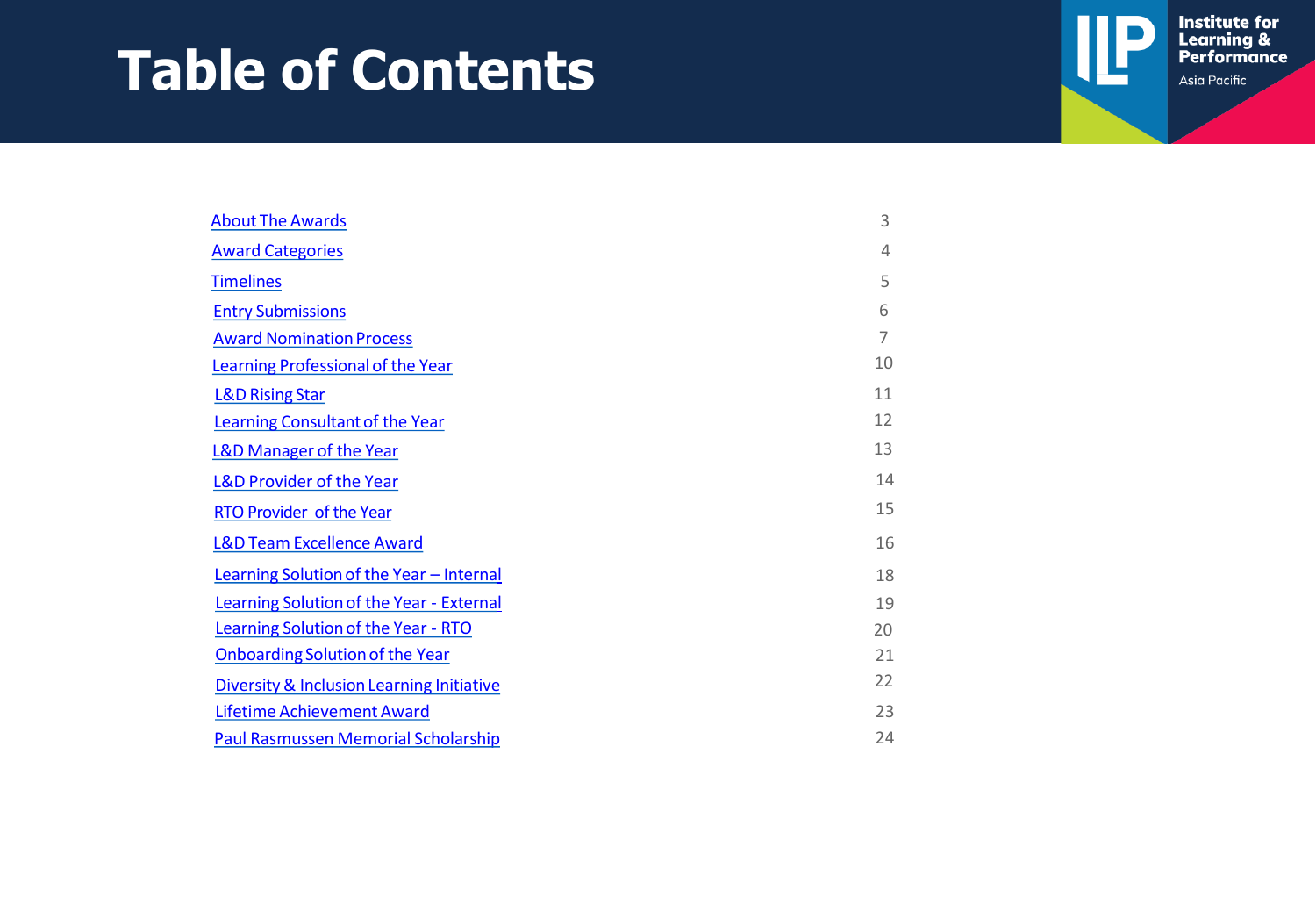# Table of Contents

| | |
|---|---|
| About The Awards | 3 |
| Award Categories | 4 |
| Timelines | 5 |
| Entry Submissions | 6 |
| Award Nomination Process | 7 |
| Learning Professional of the Year | 10 |
| L&D Rising Star | 11 |
| Learning Consultant of the Year | 12 |
| L&D Manager of the Year | 13 |
| L&D Provider of the Year | 14 |
| RTO Provider of the Year | 15 |
| L&D Team Excellence Award | 16 |
| Learning Solution of the Year – Internal | 18 |
| Learning Solution of the Year - External | 19 |
| Learning Solution of the Year - RTO | 20 |
| Onboarding Solution of the Year | 21 |
| Diversity & Inclusion Learning Initiative | 22 |
| Lifetime Achievement Award | 23 |
| Paul Rasmussen Memorial Scholarship | 24 |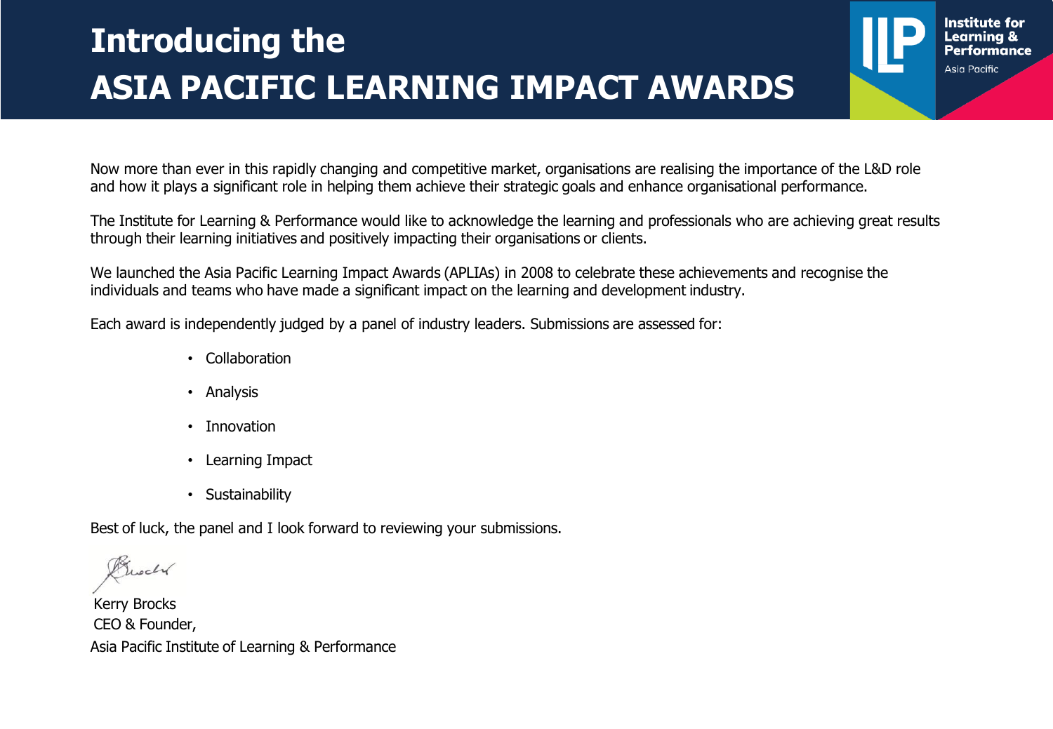# Introducing the ASIA PACIFIC LEARNING IMPACT AWARDS

Now more than ever in this rapidly changing and competitive market, organisations are realising the importance of the L&D role and how it plays a significant role in helping them achieve their strategic goals and enhance organisational performance.

The Institute for Learning & Performance would like to acknowledge the learning and professionals who are achieving great results through their learning initiatives and positively impacting their organisations or clients.

We launched the Asia Pacific Learning Impact Awards (APLIAs) in 2008 to celebrate these achievements and recognise the individuals and teams who have made a significant impact on the learning and development industry.

Each award is independently judged by a panel of industry leaders. Submissions are assessed for:

- Collaboration
- Analysis
- Innovation
- Learning Impact
- Sustainability

Best of luck, the panel and I look forward to reviewing your submissions.

Kerry Brocks
CEO & Founder,
Asia Pacific Institute of Learning & Performance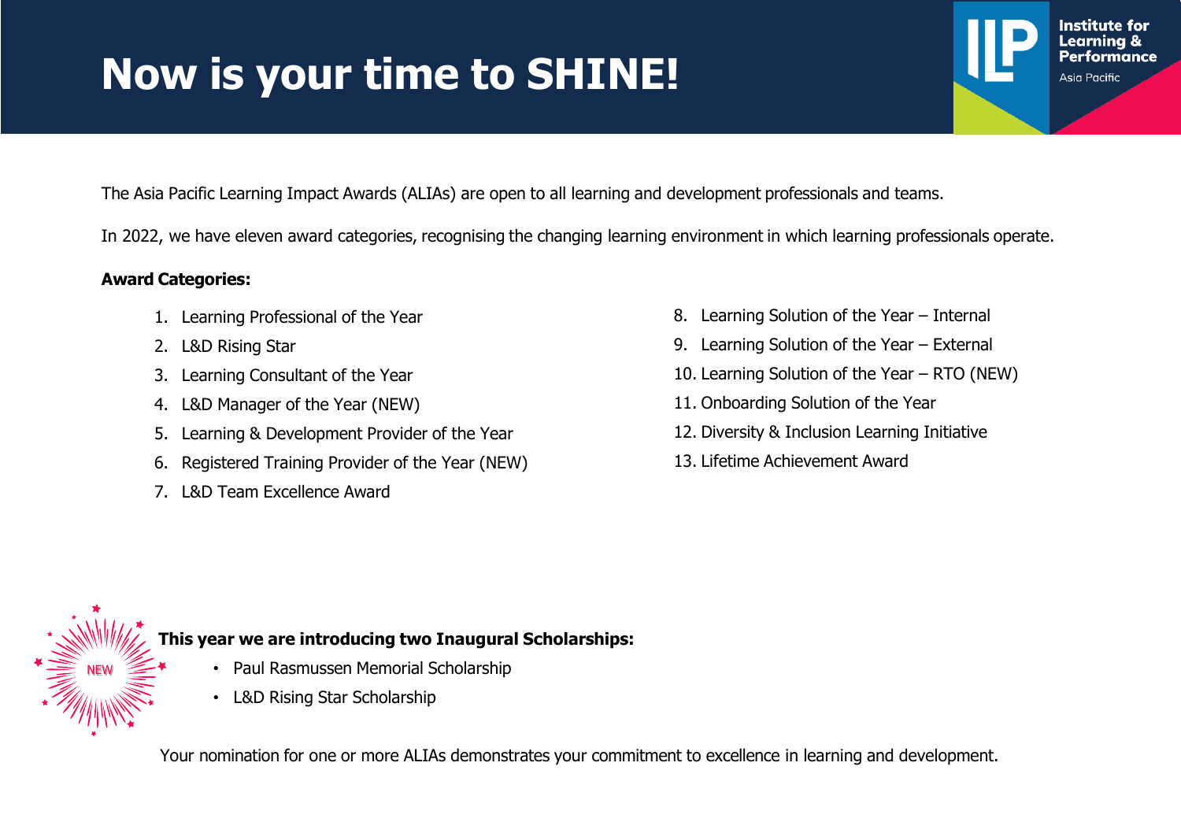# Now is your time to SHINE!

The Asia Pacific Learning Impact Awards (ALIAs) are open to all learning and development professionals and teams.

In 2022, we have eleven award categories, recognising the changing learning environment in which learning professionals operate.

**Award Categories:**

1. Learning Professional of the Year
2. L&D Rising Star
3. Learning Consultant of the Year
4. L&D Manager of the Year (NEW)
5. Learning & Development Provider of the Year
6. Registered Training Provider of the Year (NEW)
7. L&D Team Excellence Award
8. Learning Solution of the Year – Internal
9. Learning Solution of the Year – External
10. Learning Solution of the Year – RTO (NEW)
11. Onboarding Solution of the Year
12. Diversity & Inclusion Learning Initiative
13. Lifetime Achievement Award

NEW

**This year we are introducing two Inaugural Scholarships:**

- Paul Rasmussen Memorial Scholarship
- L&D Rising Star Scholarship

Your nomination for one or more ALIAs demonstrates your commitment to excellence in learning and development.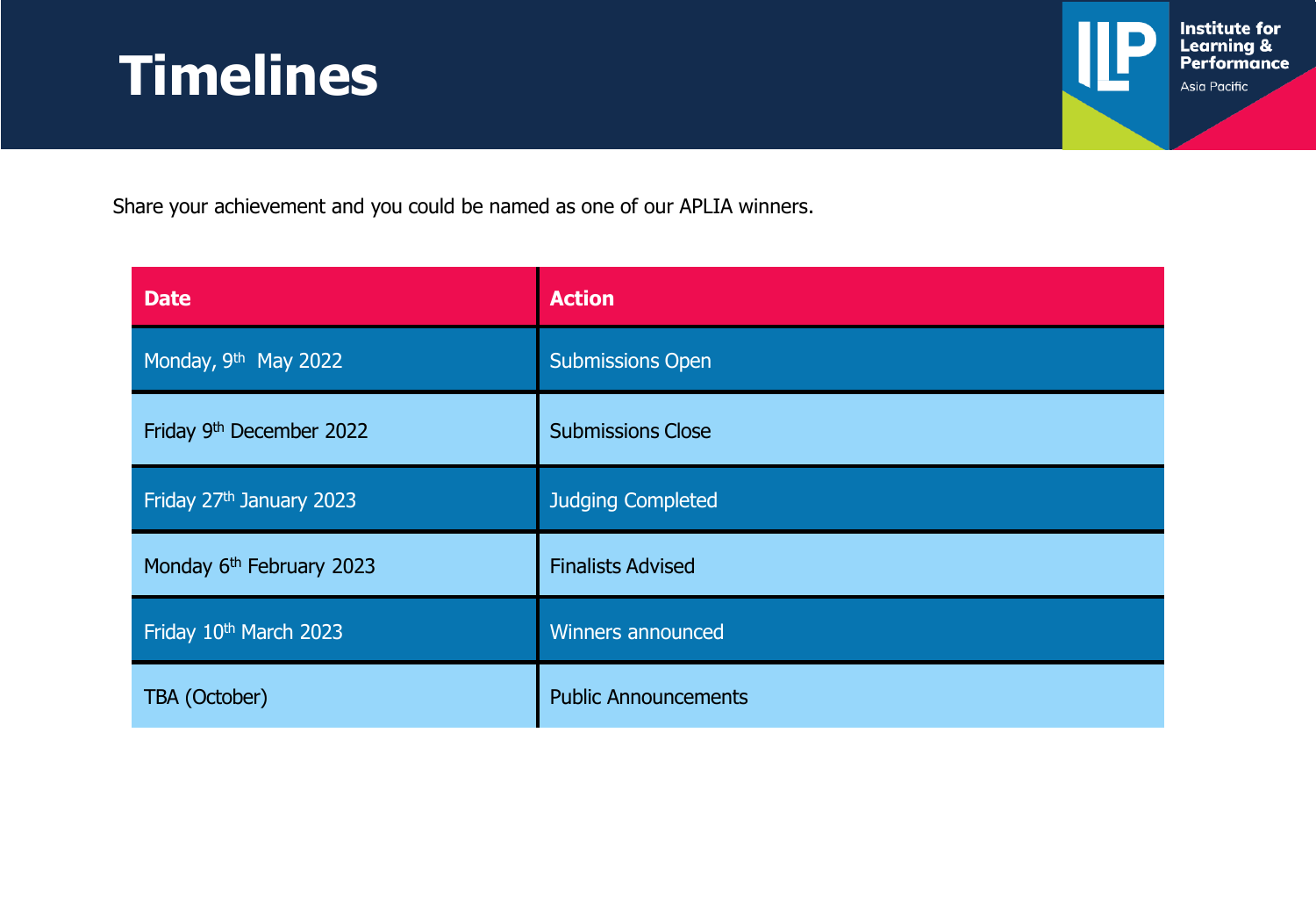# Timelines

Share your achievement and you could be named as one of our APLIA winners.

| Date | Action |
|---|---|
| Monday, 9th May 2022 | Submissions Open |
| Friday 9th December 2022 | Submissions Close |
| Friday 27th January 2023 | Judging Completed |
| Monday 6th February 2023 | Finalists Advised |
| Friday 10th March 2023 | Winners announced |
| TBA (October) | Public Announcements |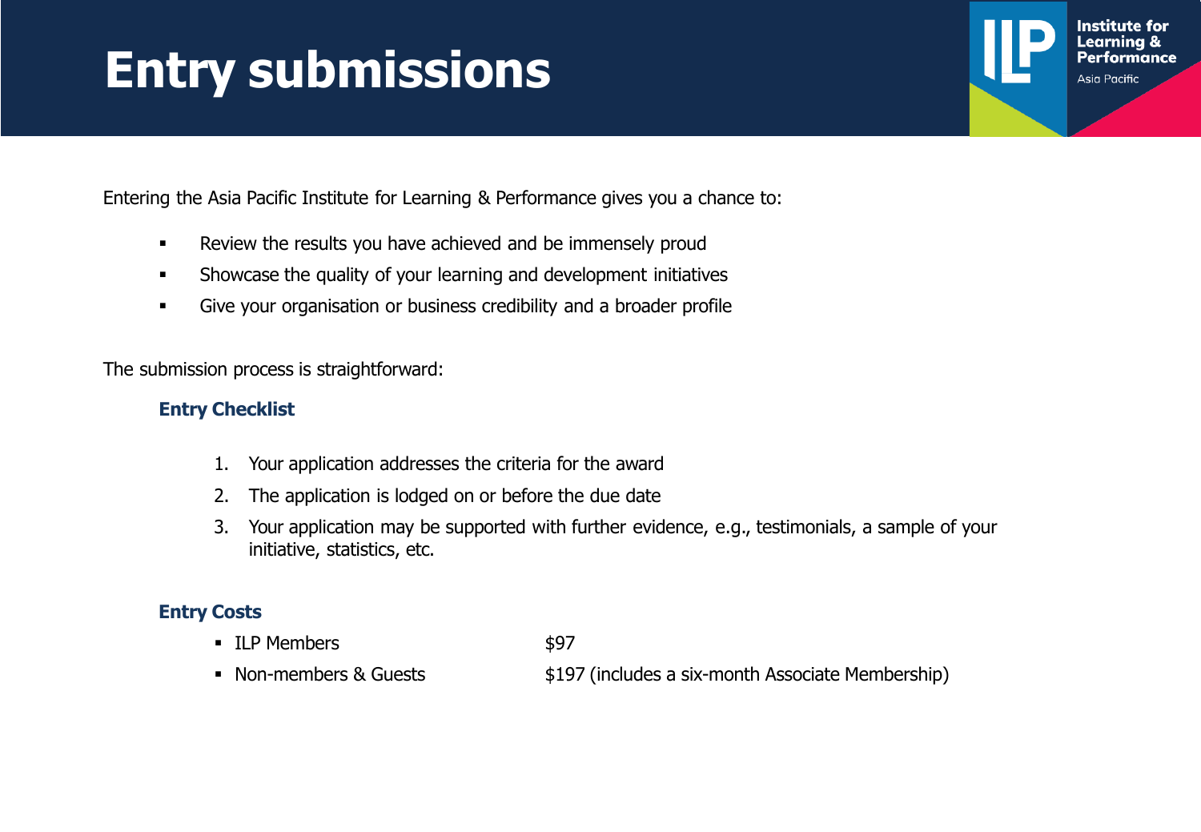# Entry submissions

Entering the Asia Pacific Institute for Learning & Performance gives you a chance to:

- Review the results you have achieved and be immensely proud
- Showcase the quality of your learning and development initiatives
- Give your organisation or business credibility and a broader profile

The submission process is straightforward:

### Entry Checklist

1. Your application addresses the criteria for the award
2. The application is lodged on or before the due date
3. Your application may be supported with further evidence, e.g., testimonials, a sample of your initiative, statistics, etc.

### Entry Costs

- ILP Members — $97
- Non-members & Guests — $197 (includes a six-month Associate Membership)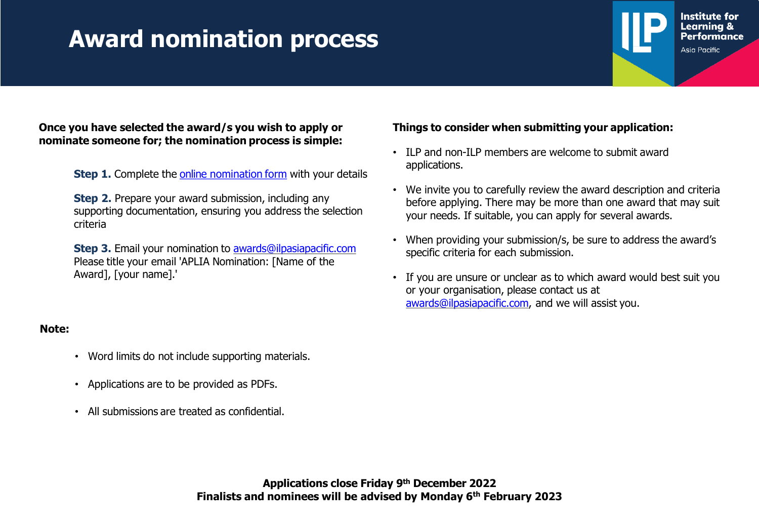# Award nomination process

**Once you have selected the award/s you wish to apply or nominate someone for; the nomination process is simple:**

**Step 1.** Complete the [online nomination form](#) with your details

**Step 2.** Prepare your award submission, including any supporting documentation, ensuring you address the selection criteria

**Step 3.** Email your nomination to [awards@ilpasiapacific.com](mailto:awards@ilpasiapacific.com) Please title your email 'APLIA Nomination: [Name of the Award], [your name].'

**Things to consider when submitting your application:**

- ILP and non-ILP members are welcome to submit award applications.
- We invite you to carefully review the award description and criteria before applying. There may be more than one award that may suit your needs. If suitable, you can apply for several awards.
- When providing your submission/s, be sure to address the award's specific criteria for each submission.
- If you are unsure or unclear as to which award would best suit you or your organisation, please contact us at [awards@ilpasiapacific.com](mailto:awards@ilpasiapacific.com), and we will assist you.

**Note:**

- Word limits do not include supporting materials.
- Applications are to be provided as PDFs.
- All submissions are treated as confidential.

**Applications close Friday 9th December 2022**
**Finalists and nominees will be advised by Monday 6th February 2023**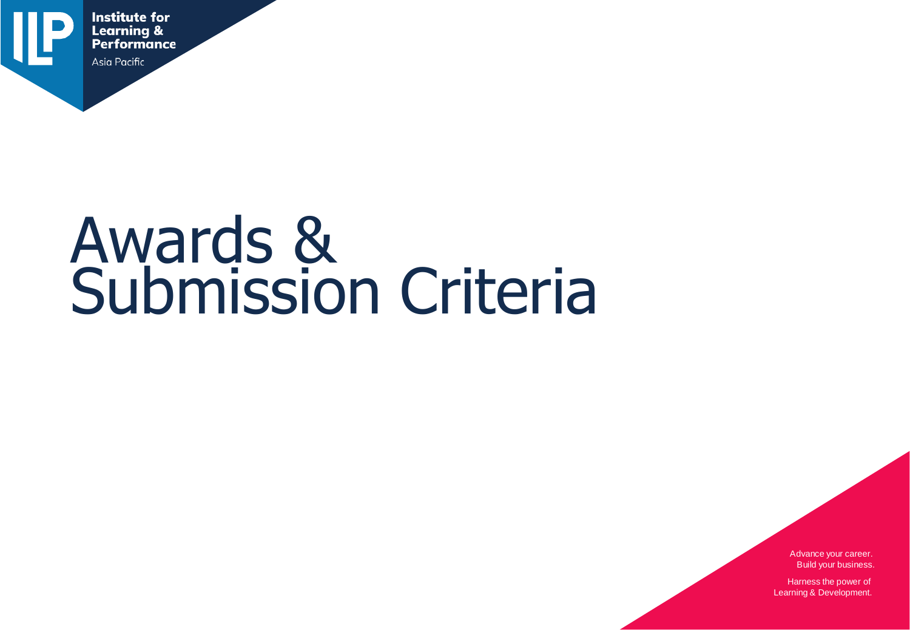# Awards & Submission Criteria

Advance your career.
Build your business.

Harness the power of
Learning & Development.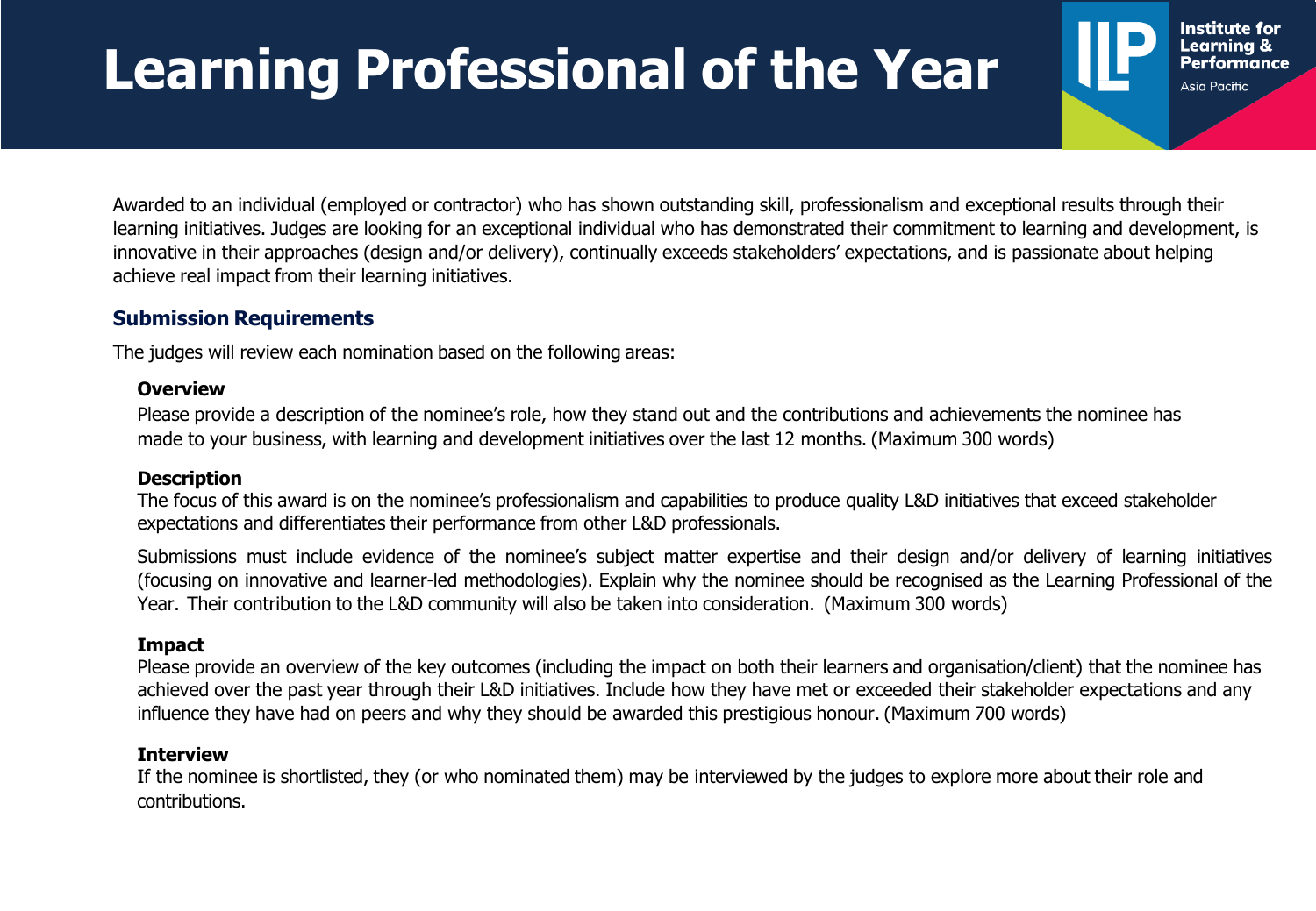# Learning Professional of the Year

Institute for Learning & Performance
Asia Pacific

Awarded to an individual (employed or contractor) who has shown outstanding skill, professionalism and exceptional results through their learning initiatives. Judges are looking for an exceptional individual who has demonstrated their commitment to learning and development, is innovative in their approaches (design and/or delivery), continually exceeds stakeholders' expectations, and is passionate about helping achieve real impact from their learning initiatives.

## Submission Requirements

The judges will review each nomination based on the following areas:

### Overview

Please provide a description of the nominee's role, how they stand out and the contributions and achievements the nominee has made to your business, with learning and development initiatives over the last 12 months. (Maximum 300 words)

### Description

The focus of this award is on the nominee's professionalism and capabilities to produce quality L&D initiatives that exceed stakeholder expectations and differentiates their performance from other L&D professionals.

Submissions must include evidence of the nominee's subject matter expertise and their design and/or delivery of learning initiatives (focusing on innovative and learner-led methodologies). Explain why the nominee should be recognised as the Learning Professional of the Year. Their contribution to the L&D community will also be taken into consideration. (Maximum 300 words)

### Impact

Please provide an overview of the key outcomes (including the impact on both their learners and organisation/client) that the nominee has achieved over the past year through their L&D initiatives. Include how they have met or exceeded their stakeholder expectations and any influence they have had on peers and why they should be awarded this prestigious honour. (Maximum 700 words)

### Interview

If the nominee is shortlisted, they (or who nominated them) may be interviewed by the judges to explore more about their role and contributions.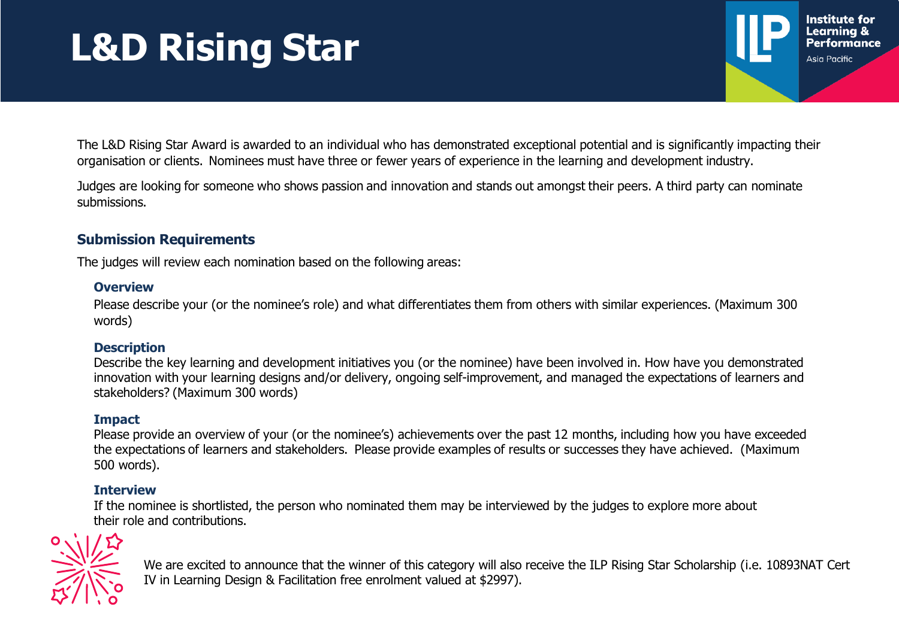# L&D Rising Star

The L&D Rising Star Award is awarded to an individual who has demonstrated exceptional potential and is significantly impacting their organisation or clients. Nominees must have three or fewer years of experience in the learning and development industry.

Judges are looking for someone who shows passion and innovation and stands out amongst their peers. A third party can nominate submissions.

## Submission Requirements

The judges will review each nomination based on the following areas:

### Overview

Please describe your (or the nominee's role) and what differentiates them from others with similar experiences. (Maximum 300 words)

### Description

Describe the key learning and development initiatives you (or the nominee) have been involved in. How have you demonstrated innovation with your learning designs and/or delivery, ongoing self-improvement, and managed the expectations of learners and stakeholders? (Maximum 300 words)

### Impact

Please provide an overview of your (or the nominee's) achievements over the past 12 months, including how you have exceeded the expectations of learners and stakeholders. Please provide examples of results or successes they have achieved. (Maximum 500 words).

### Interview

If the nominee is shortlisted, the person who nominated them may be interviewed by the judges to explore more about their role and contributions.

We are excited to announce that the winner of this category will also receive the ILP Rising Star Scholarship (i.e. 10893NAT Cert IV in Learning Design & Facilitation free enrolment valued at $2997).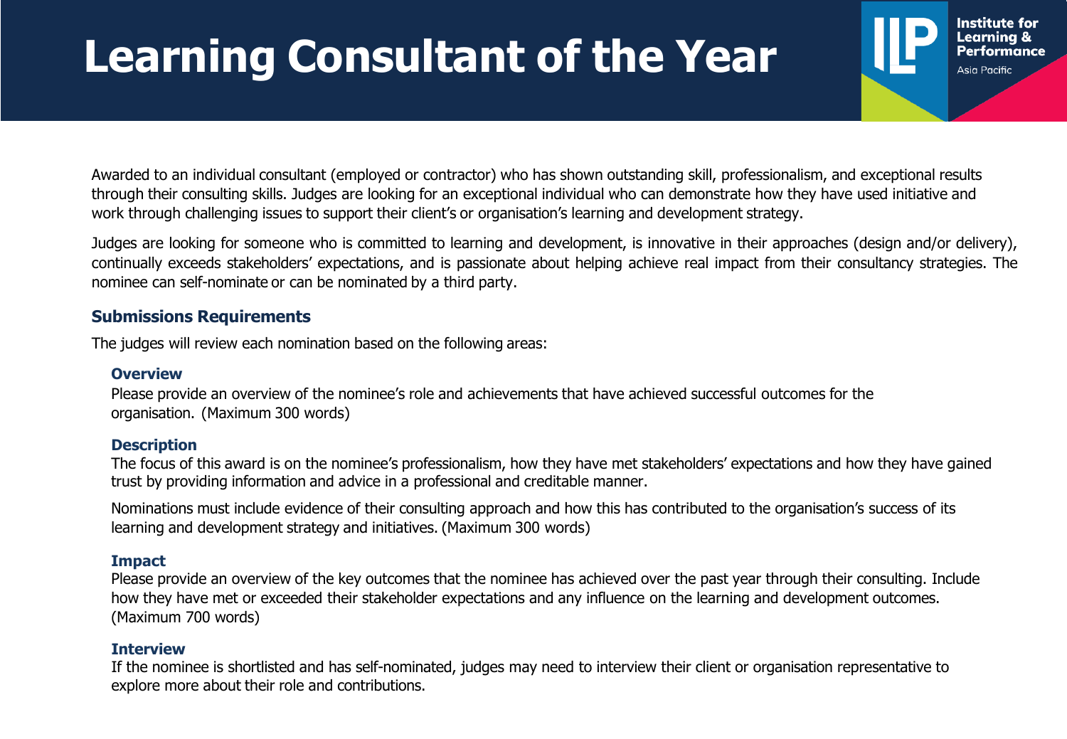# Learning Consultant of the Year

Institute for Learning & Performance Asia Pacific

Awarded to an individual consultant (employed or contractor) who has shown outstanding skill, professionalism, and exceptional results through their consulting skills. Judges are looking for an exceptional individual who can demonstrate how they have used initiative and work through challenging issues to support their client's or organisation's learning and development strategy.

Judges are looking for someone who is committed to learning and development, is innovative in their approaches (design and/or delivery), continually exceeds stakeholders' expectations, and is passionate about helping achieve real impact from their consultancy strategies. The nominee can self-nominate or can be nominated by a third party.

## Submissions Requirements

The judges will review each nomination based on the following areas:

### Overview

Please provide an overview of the nominee's role and achievements that have achieved successful outcomes for the organisation. (Maximum 300 words)

### Description

The focus of this award is on the nominee's professionalism, how they have met stakeholders' expectations and how they have gained trust by providing information and advice in a professional and creditable manner.

Nominations must include evidence of their consulting approach and how this has contributed to the organisation's success of its learning and development strategy and initiatives. (Maximum 300 words)

### Impact

Please provide an overview of the key outcomes that the nominee has achieved over the past year through their consulting. Include how they have met or exceeded their stakeholder expectations and any influence on the learning and development outcomes. (Maximum 700 words)

### Interview

If the nominee is shortlisted and has self-nominated, judges may need to interview their client or organisation representative to explore more about their role and contributions.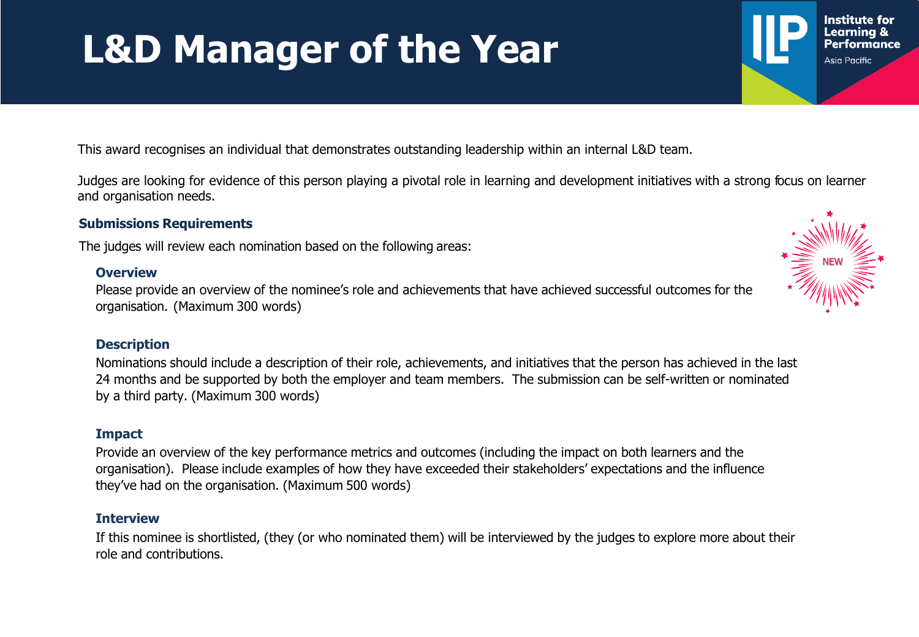# L&D Manager of the Year

This award recognises an individual that demonstrates outstanding leadership within an internal L&D team.

Judges are looking for evidence of this person playing a pivotal role in learning and development initiatives with a strong focus on learner and organisation needs.

NEW

## Submissions Requirements

The judges will review each nomination based on the following areas:

### Overview

Please provide an overview of the nominee's role and achievements that have achieved successful outcomes for the organisation. (Maximum 300 words)

### Description

Nominations should include a description of their role, achievements, and initiatives that the person has achieved in the last 24 months and be supported by both the employer and team members. The submission can be self-written or nominated by a third party. (Maximum 300 words)

### Impact

Provide an overview of the key performance metrics and outcomes (including the impact on both learners and the organisation). Please include examples of how they have exceeded their stakeholders' expectations and the influence they've had on the organisation. (Maximum 500 words)

### Interview

If this nominee is shortlisted, (they (or who nominated them) will be interviewed by the judges to explore more about their role and contributions.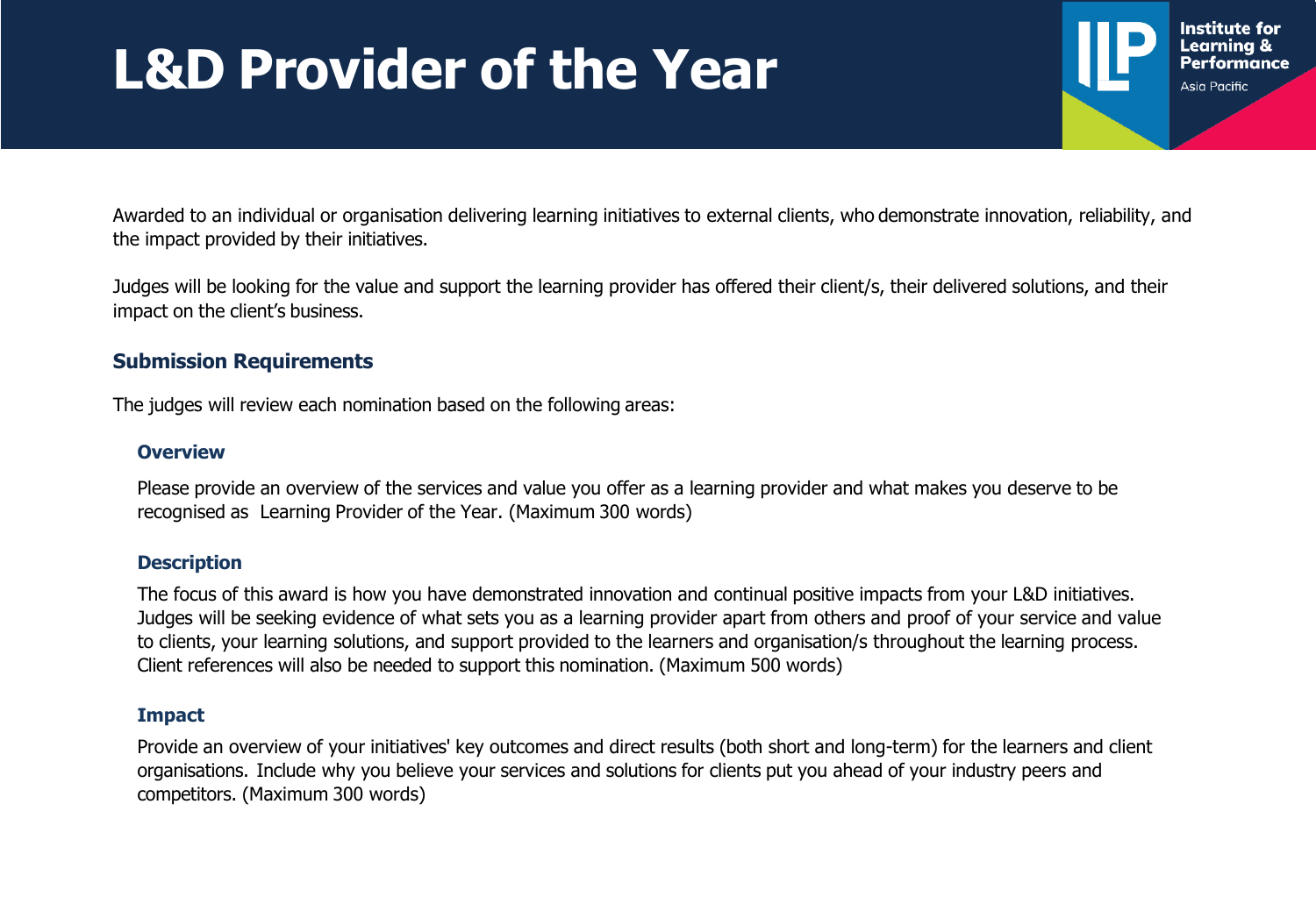# L&D Provider of the Year

Awarded to an individual or organisation delivering learning initiatives to external clients, who demonstrate innovation, reliability, and the impact provided by their initiatives.

Judges will be looking for the value and support the learning provider has offered their client/s, their delivered solutions, and their impact on the client's business.

## Submission Requirements

The judges will review each nomination based on the following areas:

### Overview

Please provide an overview of the services and value you offer as a learning provider and what makes you deserve to be recognised as Learning Provider of the Year. (Maximum 300 words)

### Description

The focus of this award is how you have demonstrated innovation and continual positive impacts from your L&D initiatives. Judges will be seeking evidence of what sets you as a learning provider apart from others and proof of your service and value to clients, your learning solutions, and support provided to the learners and organisation/s throughout the learning process. Client references will also be needed to support this nomination. (Maximum 500 words)

### Impact

Provide an overview of your initiatives' key outcomes and direct results (both short and long-term) for the learners and client organisations. Include why you believe your services and solutions for clients put you ahead of your industry peers and competitors. (Maximum 300 words)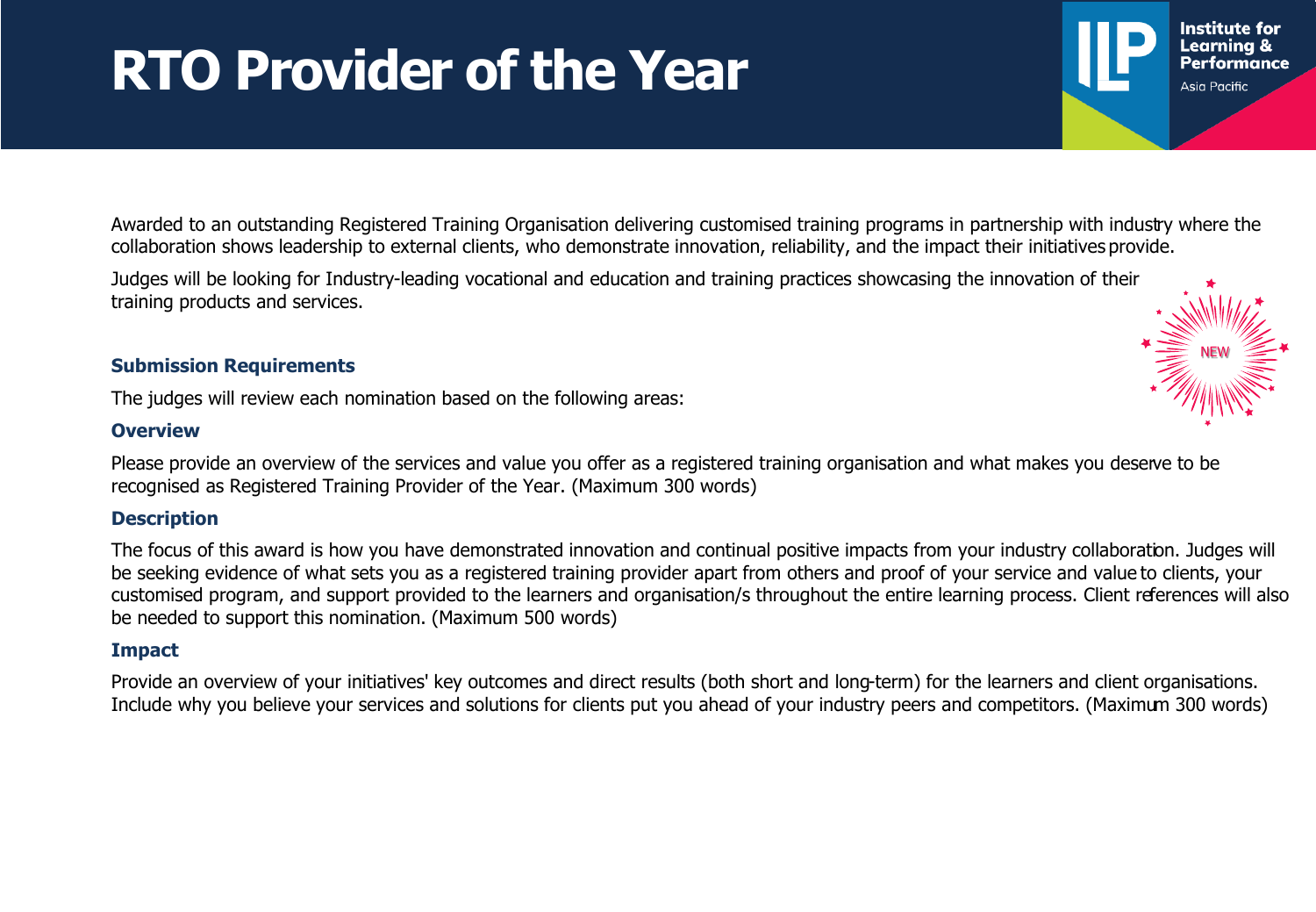# RTO Provider of the Year

Awarded to an outstanding Registered Training Organisation delivering customised training programs in partnership with industry where the collaboration shows leadership to external clients, who demonstrate innovation, reliability, and the impact their initiatives provide.

Judges will be looking for Industry-leading vocational and education and training practices showcasing the innovation of their training products and services.

NEW

### Submission Requirements

The judges will review each nomination based on the following areas:

### Overview

Please provide an overview of the services and value you offer as a registered training organisation and what makes you deserve to be recognised as Registered Training Provider of the Year. (Maximum 300 words)

### Description

The focus of this award is how you have demonstrated innovation and continual positive impacts from your industry collaboration. Judges will be seeking evidence of what sets you as a registered training provider apart from others and proof of your service and value to clients, your customised program, and support provided to the learners and organisation/s throughout the entire learning process. Client references will also be needed to support this nomination. (Maximum 500 words)

### Impact

Provide an overview of your initiatives' key outcomes and direct results (both short and long-term) for the learners and client organisations. Include why you believe your services and solutions for clients put you ahead of your industry peers and competitors. (Maximum 300 words)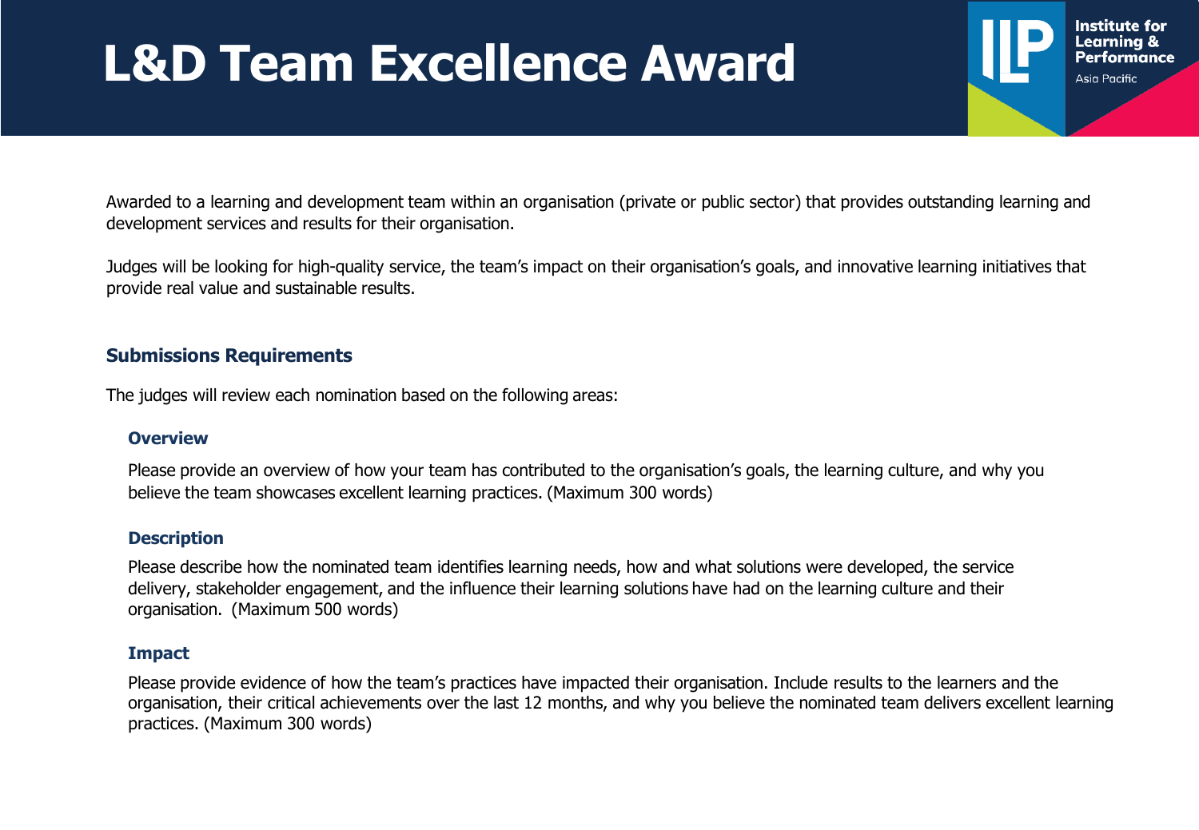# L&D Team Excellence Award

Institute for Learning & Performance
Asia Pacific

Awarded to a learning and development team within an organisation (private or public sector) that provides outstanding learning and development services and results for their organisation.

Judges will be looking for high-quality service, the team's impact on their organisation's goals, and innovative learning initiatives that provide real value and sustainable results.

## Submissions Requirements

The judges will review each nomination based on the following areas:

### Overview

Please provide an overview of how your team has contributed to the organisation's goals, the learning culture, and why you believe the team showcases excellent learning practices. (Maximum 300 words)

### Description

Please describe how the nominated team identifies learning needs, how and what solutions were developed, the service delivery, stakeholder engagement, and the influence their learning solutions have had on the learning culture and their organisation. (Maximum 500 words)

### Impact

Please provide evidence of how the team's practices have impacted their organisation. Include results to the learners and the organisation, their critical achievements over the last 12 months, and why you believe the nominated team delivers excellent learning practices. (Maximum 300 words)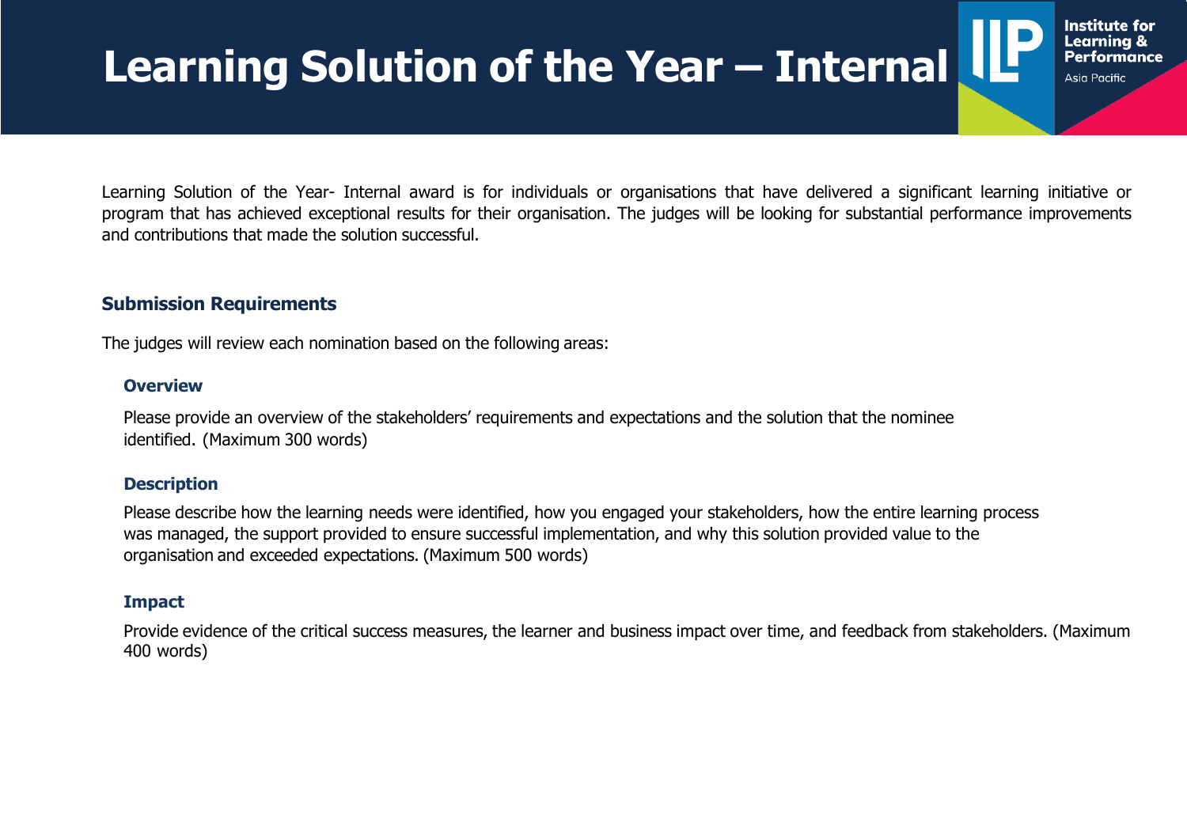# Learning Solution of the Year – Internal

Learning Solution of the Year- Internal award is for individuals or organisations that have delivered a significant learning initiative or program that has achieved exceptional results for their organisation. The judges will be looking for substantial performance improvements and contributions that made the solution successful.

## Submission Requirements

The judges will review each nomination based on the following areas:

### Overview

Please provide an overview of the stakeholders' requirements and expectations and the solution that the nominee identified. (Maximum 300 words)

### Description

Please describe how the learning needs were identified, how you engaged your stakeholders, how the entire learning process was managed, the support provided to ensure successful implementation, and why this solution provided value to the organisation and exceeded expectations. (Maximum 500 words)

### Impact

Provide evidence of the critical success measures, the learner and business impact over time, and feedback from stakeholders. (Maximum 400 words)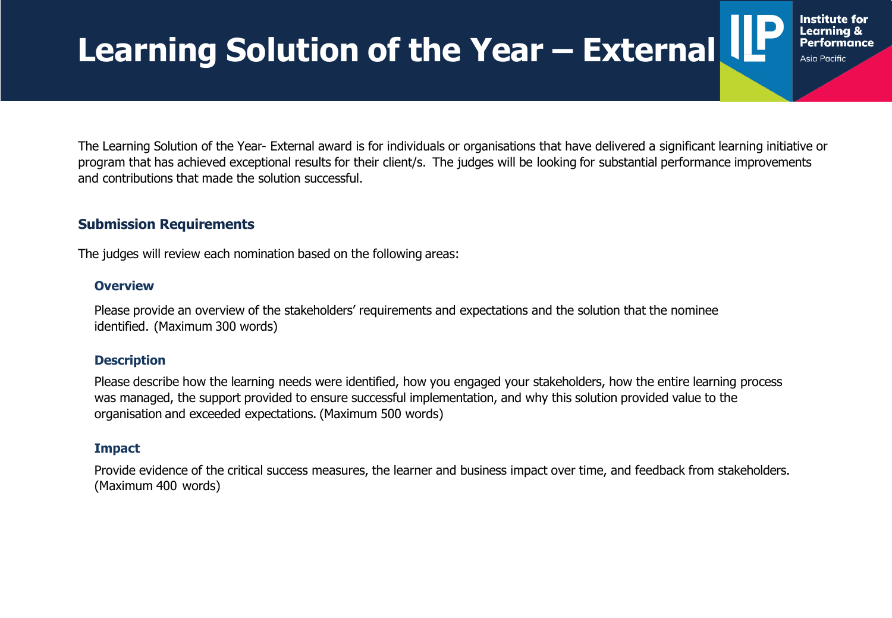# Learning Solution of the Year – External

The Learning Solution of the Year- External award is for individuals or organisations that have delivered a significant learning initiative or program that has achieved exceptional results for their client/s. The judges will be looking for substantial performance improvements and contributions that made the solution successful.

## Submission Requirements

The judges will review each nomination based on the following areas:

### Overview

Please provide an overview of the stakeholders' requirements and expectations and the solution that the nominee identified. (Maximum 300 words)

### Description

Please describe how the learning needs were identified, how you engaged your stakeholders, how the entire learning process was managed, the support provided to ensure successful implementation, and why this solution provided value to the organisation and exceeded expectations. (Maximum 500 words)

### Impact

Provide evidence of the critical success measures, the learner and business impact over time, and feedback from stakeholders. (Maximum 400 words)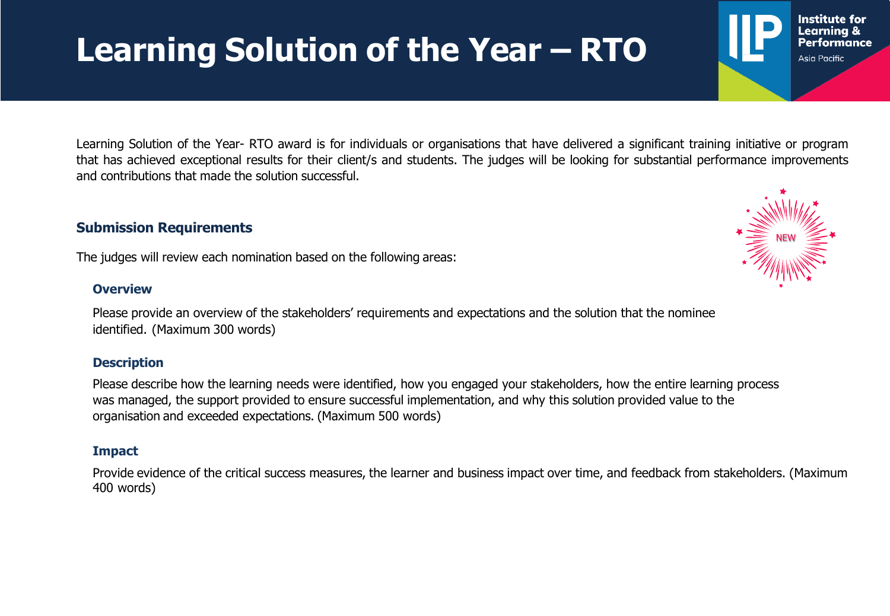# Learning Solution of the Year – RTO

Learning Solution of the Year- RTO award is for individuals or organisations that have delivered a significant training initiative or program that has achieved exceptional results for their client/s and students. The judges will be looking for substantial performance improvements and contributions that made the solution successful.

NEW

## Submission Requirements

The judges will review each nomination based on the following areas:

### Overview

Please provide an overview of the stakeholders' requirements and expectations and the solution that the nominee identified. (Maximum 300 words)

### Description

Please describe how the learning needs were identified, how you engaged your stakeholders, how the entire learning process was managed, the support provided to ensure successful implementation, and why this solution provided value to the organisation and exceeded expectations. (Maximum 500 words)

### Impact

Provide evidence of the critical success measures, the learner and business impact over time, and feedback from stakeholders. (Maximum 400 words)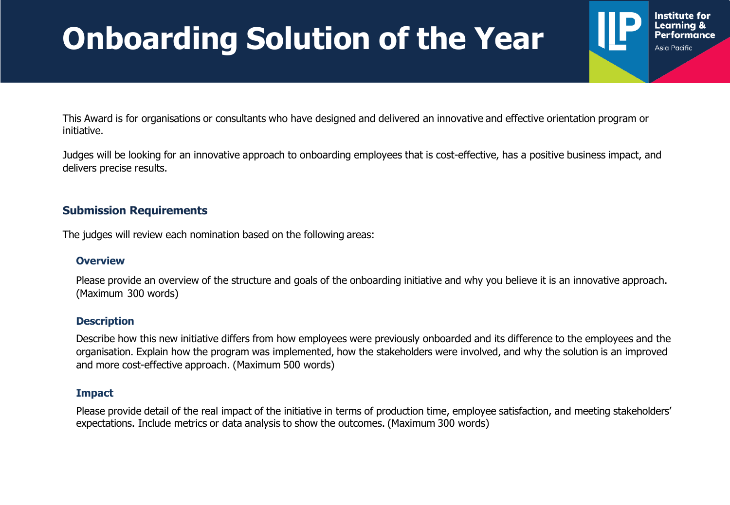# Onboarding Solution of the Year

This Award is for organisations or consultants who have designed and delivered an innovative and effective orientation program or initiative.

Judges will be looking for an innovative approach to onboarding employees that is cost-effective, has a positive business impact, and delivers precise results.

## Submission Requirements

The judges will review each nomination based on the following areas:

### Overview

Please provide an overview of the structure and goals of the onboarding initiative and why you believe it is an innovative approach. (Maximum 300 words)

### Description

Describe how this new initiative differs from how employees were previously onboarded and its difference to the employees and the organisation. Explain how the program was implemented, how the stakeholders were involved, and why the solution is an improved and more cost-effective approach. (Maximum 500 words)

### Impact

Please provide detail of the real impact of the initiative in terms of production time, employee satisfaction, and meeting stakeholders' expectations. Include metrics or data analysis to show the outcomes. (Maximum 300 words)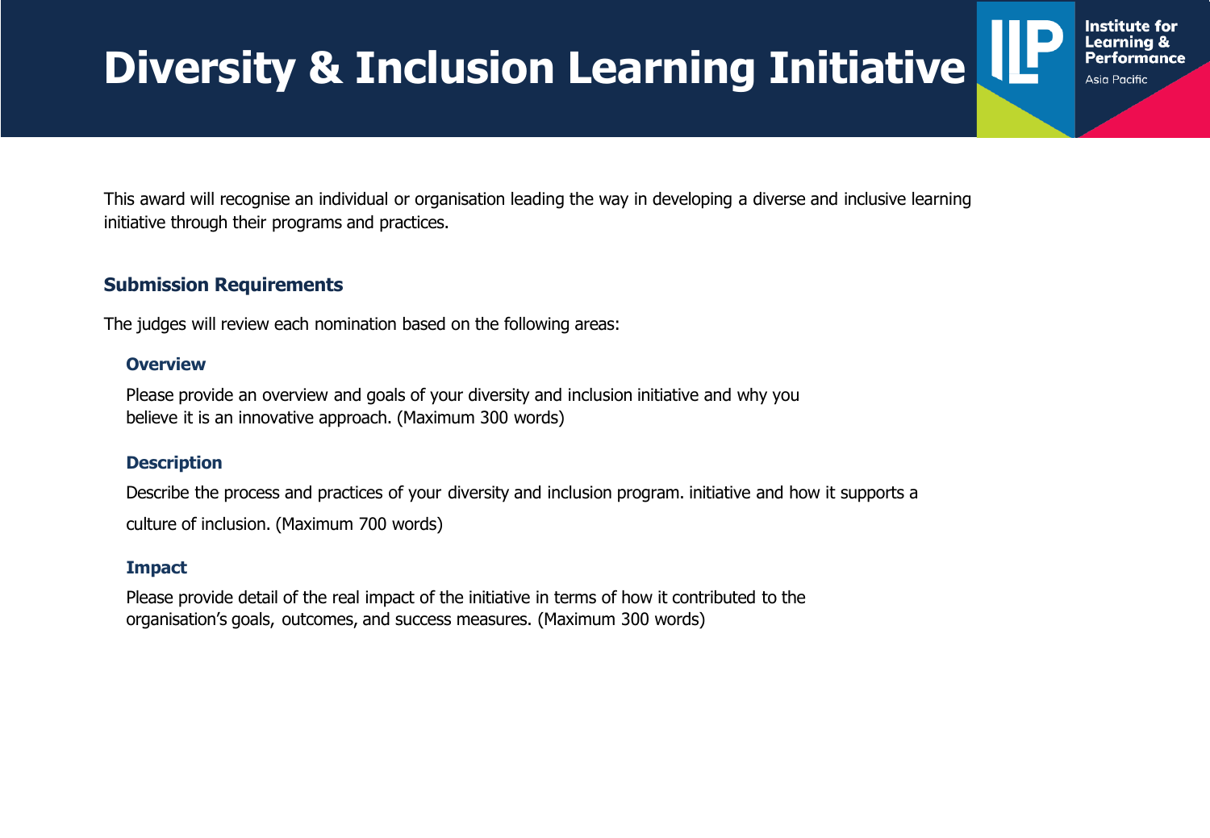# Diversity & Inclusion Learning Initiative

This award will recognise an individual or organisation leading the way in developing a diverse and inclusive learning initiative through their programs and practices.

## Submission Requirements

The judges will review each nomination based on the following areas:

### Overview

Please provide an overview and goals of your diversity and inclusion initiative and why you believe it is an innovative approach. (Maximum 300 words)

### Description

Describe the process and practices of your diversity and inclusion program. initiative and how it supports a culture of inclusion. (Maximum 700 words)

### Impact

Please provide detail of the real impact of the initiative in terms of how it contributed to the organisation's goals, outcomes, and success measures. (Maximum 300 words)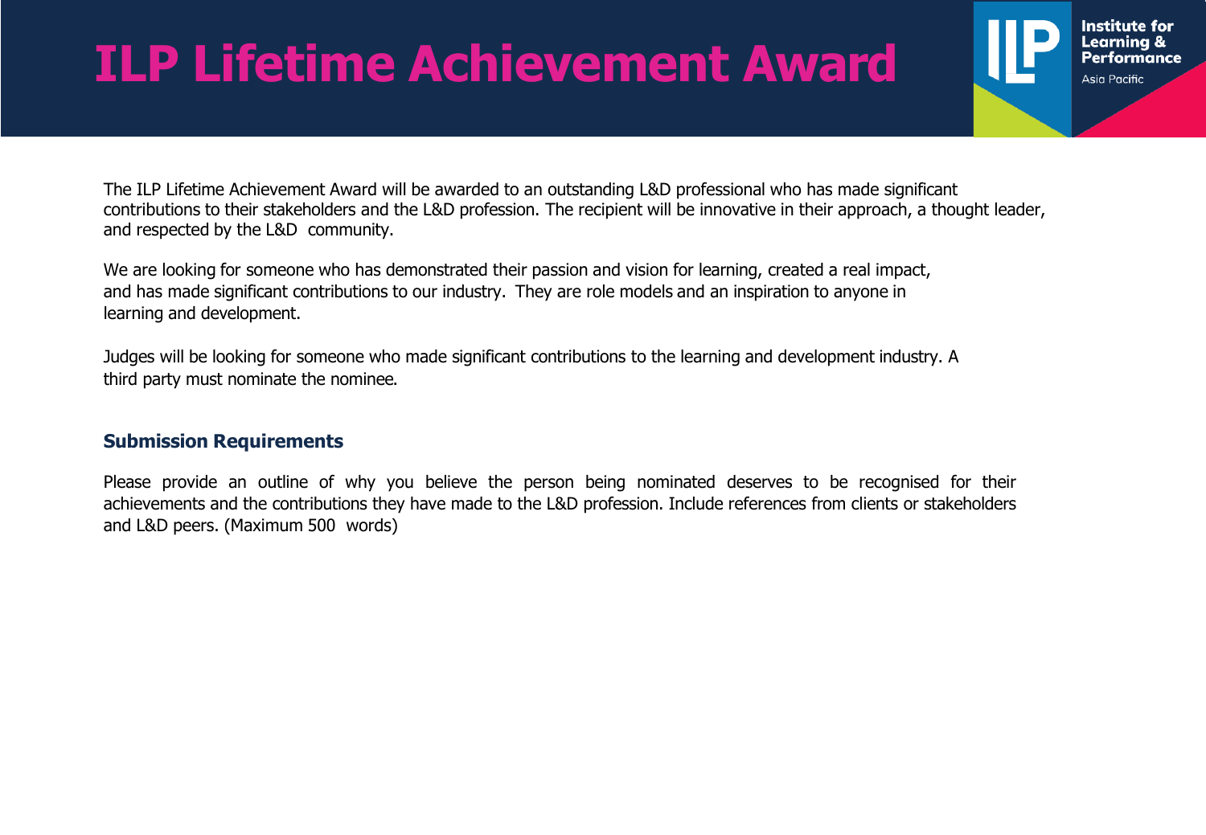# ILP Lifetime Achievement Award

The ILP Lifetime Achievement Award will be awarded to an outstanding L&D professional who has made significant contributions to their stakeholders and the L&D profession. The recipient will be innovative in their approach, a thought leader, and respected by the L&D community.

We are looking for someone who has demonstrated their passion and vision for learning, created a real impact, and has made significant contributions to our industry. They are role models and an inspiration to anyone in learning and development.

Judges will be looking for someone who made significant contributions to the learning and development industry. A third party must nominate the nominee.

## Submission Requirements

Please provide an outline of why you believe the person being nominated deserves to be recognised for their achievements and the contributions they have made to the L&D profession. Include references from clients or stakeholders and L&D peers. (Maximum 500 words)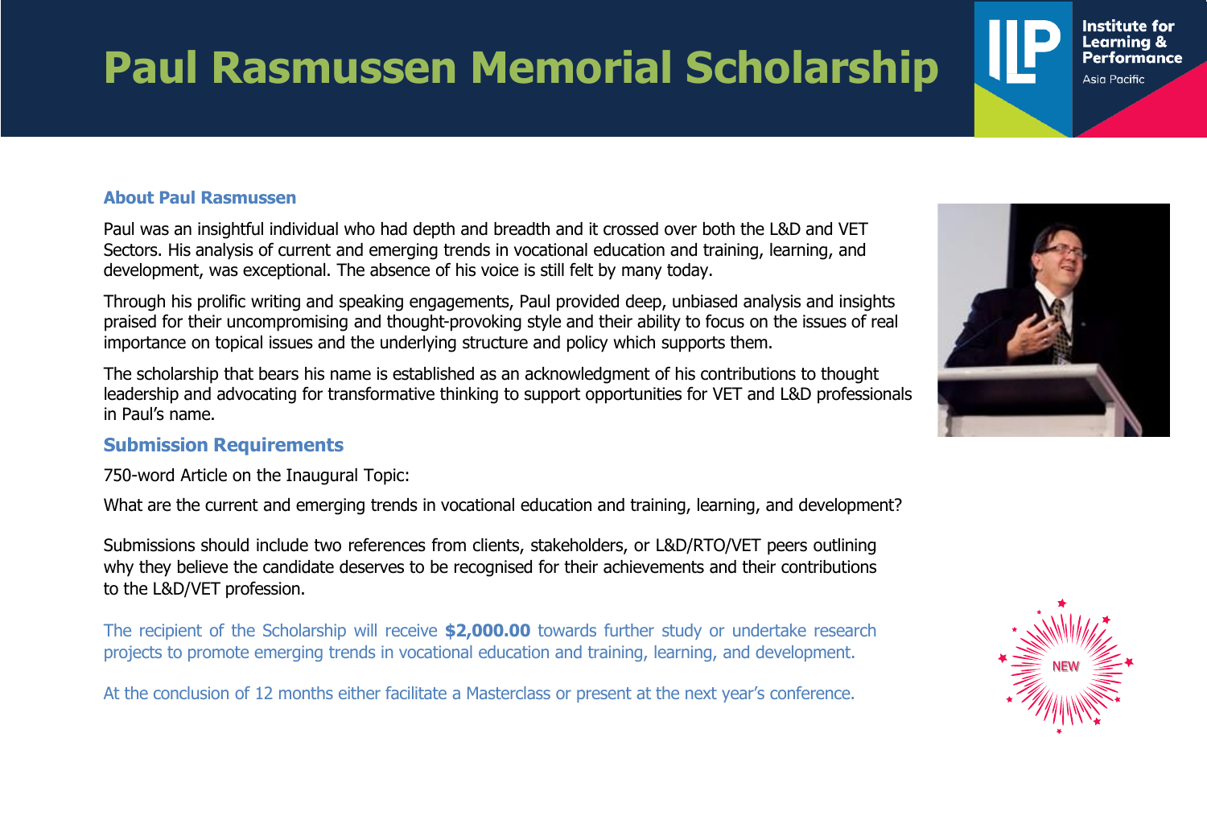# Paul Rasmussen Memorial Scholarship

### About Paul Rasmussen

Paul was an insightful individual who had depth and breadth and it crossed over both the L&D and VET Sectors. His analysis of current and emerging trends in vocational education and training, learning, and development, was exceptional. The absence of his voice is still felt by many today.

Through his prolific writing and speaking engagements, Paul provided deep, unbiased analysis and insights praised for their uncompromising and thought-provoking style and their ability to focus on the issues of real importance on topical issues and the underlying structure and policy which supports them.

The scholarship that bears his name is established as an acknowledgment of his contributions to thought leadership and advocating for transformative thinking to support opportunities for VET and L&D professionals in Paul's name.

### Submission Requirements

750-word Article on the Inaugural Topic:

What are the current and emerging trends in vocational education and training, learning, and development?

Submissions should include two references from clients, stakeholders, or L&D/RTO/VET peers outlining why they believe the candidate deserves to be recognised for their achievements and their contributions to the L&D/VET profession.

The recipient of the Scholarship will receive **$2,000.00** towards further study or undertake research projects to promote emerging trends in vocational education and training, learning, and development.

At the conclusion of 12 months either facilitate a Masterclass or present at the next year's conference.

NEW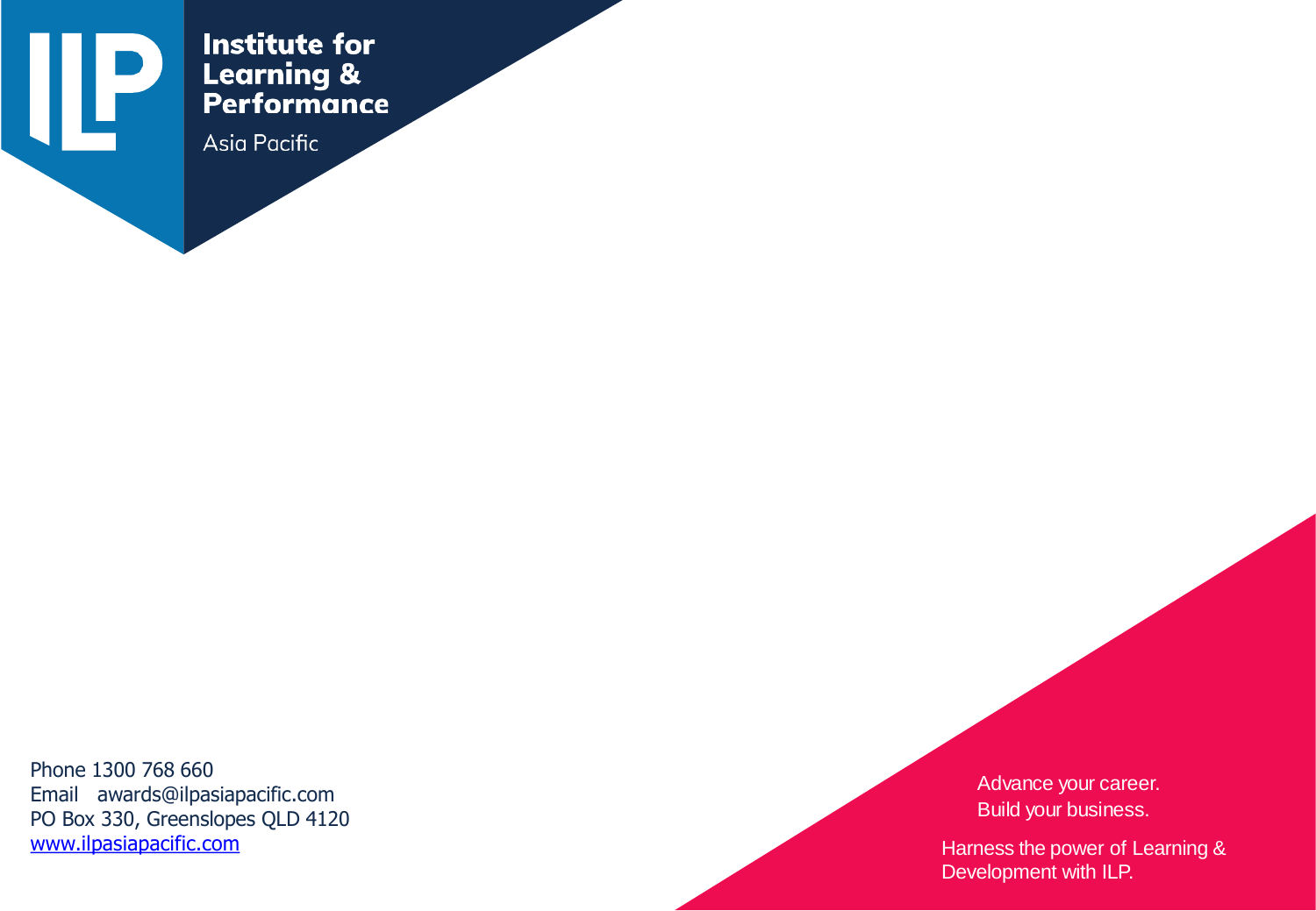Institute for Learning & Performance

Asia Pacific

Phone 1300 768 660
Email awards@ilpasiapacific.com
PO Box 330, Greenslopes QLD 4120
www.ilpasiapacific.com

Advance your career.
Build your business.

Harness the power of Learning & Development with ILP.